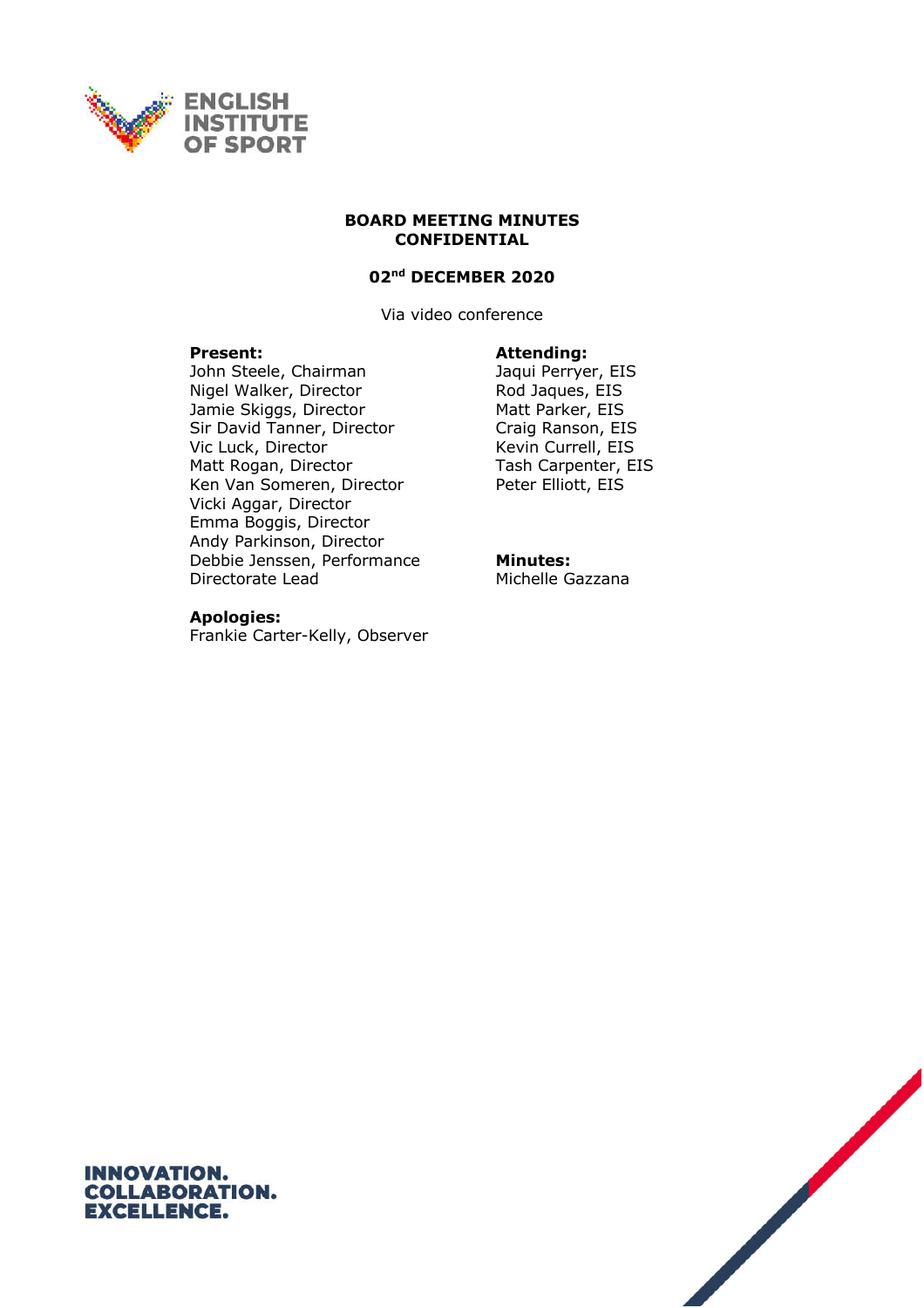ENGLISH INSTITUTE OF SPORT

**BOARD MEETING MINUTES**
**CONFIDENTIAL**

**02nd DECEMBER 2020**

Via video conference

**Present:**
John Steele, Chairman
Nigel Walker, Director
Jamie Skiggs, Director
Sir David Tanner, Director
Vic Luck, Director
Matt Rogan, Director
Ken Van Someren, Director
Vicki Aggar, Director
Emma Boggis, Director
Andy Parkinson, Director
Debbie Jenssen, Performance Directorate Lead

**Attending:**
Jaqui Perryer, EIS
Rod Jaques, EIS
Matt Parker, EIS
Craig Ranson, EIS
Kevin Currell, EIS
Tash Carpenter, EIS
Peter Elliott, EIS

**Minutes:**
Michelle Gazzana

**Apologies:**
Frankie Carter-Kelly, Observer

**INNOVATION.**
**COLLABORATION.**
**EXCELLENCE.**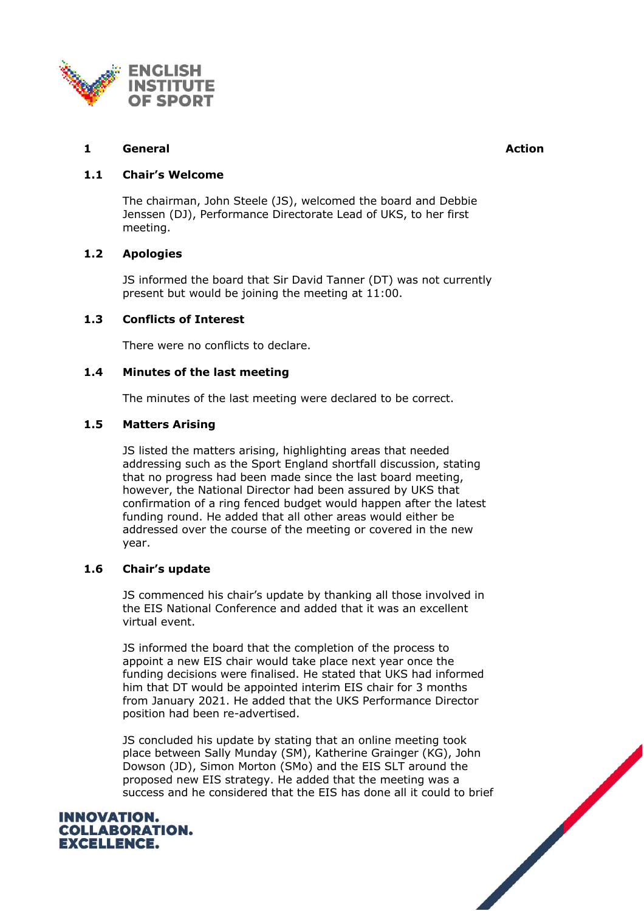| 1 | General | Action |
|---|---|---|

### 1.1 Chair's Welcome

The chairman, John Steele (JS), welcomed the board and Debbie Jenssen (DJ), Performance Directorate Lead of UKS, to her first meeting.

### 1.2 Apologies

JS informed the board that Sir David Tanner (DT) was not currently present but would be joining the meeting at 11:00.

### 1.3 Conflicts of Interest

There were no conflicts to declare.

### 1.4 Minutes of the last meeting

The minutes of the last meeting were declared to be correct.

### 1.5 Matters Arising

JS listed the matters arising, highlighting areas that needed addressing such as the Sport England shortfall discussion, stating that no progress had been made since the last board meeting, however, the National Director had been assured by UKS that confirmation of a ring fenced budget would happen after the latest funding round. He added that all other areas would either be addressed over the course of the meeting or covered in the new year.

### 1.6 Chair's update

JS commenced his chair's update by thanking all those involved in the EIS National Conference and added that it was an excellent virtual event.

JS informed the board that the completion of the process to appoint a new EIS chair would take place next year once the funding decisions were finalised. He stated that UKS had informed him that DT would be appointed interim EIS chair for 3 months from January 2021. He added that the UKS Performance Director position had been re-advertised.

JS concluded his update by stating that an online meeting took place between Sally Munday (SM), Katherine Grainger (KG), John Dowson (JD), Simon Morton (SMo) and the EIS SLT around the proposed new EIS strategy. He added that the meeting was a success and he considered that the EIS has done all it could to brief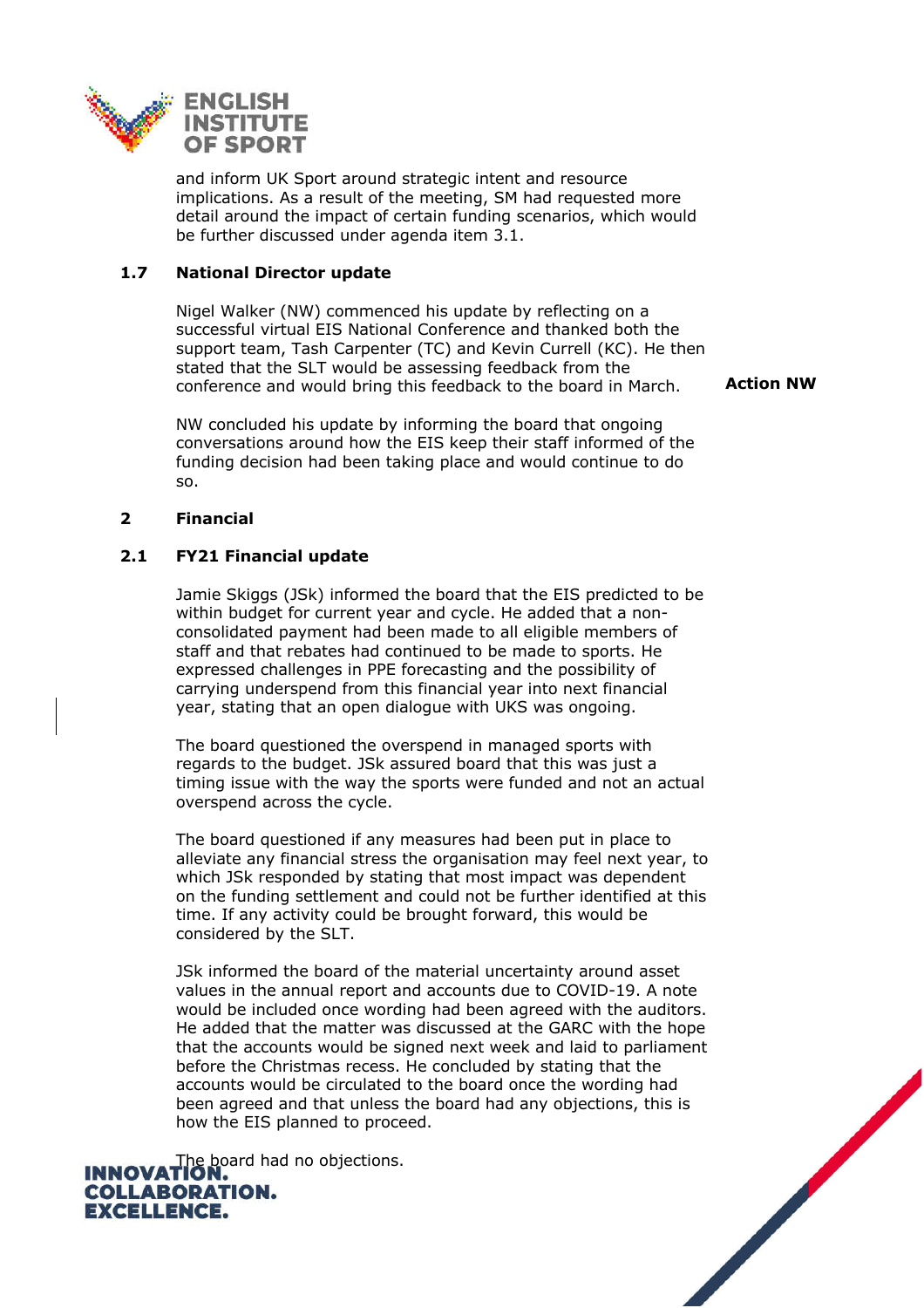and inform UK Sport around strategic intent and resource implications. As a result of the meeting, SM had requested more detail around the impact of certain funding scenarios, which would be further discussed under agenda item 3.1.

### 1.7 National Director update

Nigel Walker (NW) commenced his update by reflecting on a successful virtual EIS National Conference and thanked both the support team, Tash Carpenter (TC) and Kevin Currell (KC). He then stated that the SLT would be assessing feedback from the conference and would bring this feedback to the board in March. **Action NW**

NW concluded his update by informing the board that ongoing conversations around how the EIS keep their staff informed of the funding decision had been taking place and would continue to do so.

## 2 Financial

### 2.1 FY21 Financial update

Jamie Skiggs (JSk) informed the board that the EIS predicted to be within budget for current year and cycle. He added that a non-consolidated payment had been made to all eligible members of staff and that rebates had continued to be made to sports. He expressed challenges in PPE forecasting and the possibility of carrying underspend from this financial year into next financial year, stating that an open dialogue with UKS was ongoing.

The board questioned the overspend in managed sports with regards to the budget. JSk assured board that this was just a timing issue with the way the sports were funded and not an actual overspend across the cycle.

The board questioned if any measures had been put in place to alleviate any financial stress the organisation may feel next year, to which JSk responded by stating that most impact was dependent on the funding settlement and could not be further identified at this time. If any activity could be brought forward, this would be considered by the SLT.

JSk informed the board of the material uncertainty around asset values in the annual report and accounts due to COVID-19. A note would be included once wording had been agreed with the auditors. He added that the matter was discussed at the GARC with the hope that the accounts would be signed next week and laid to parliament before the Christmas recess. He concluded by stating that the accounts would be circulated to the board once the wording had been agreed and that unless the board had any objections, this is how the EIS planned to proceed.

The board had no objections.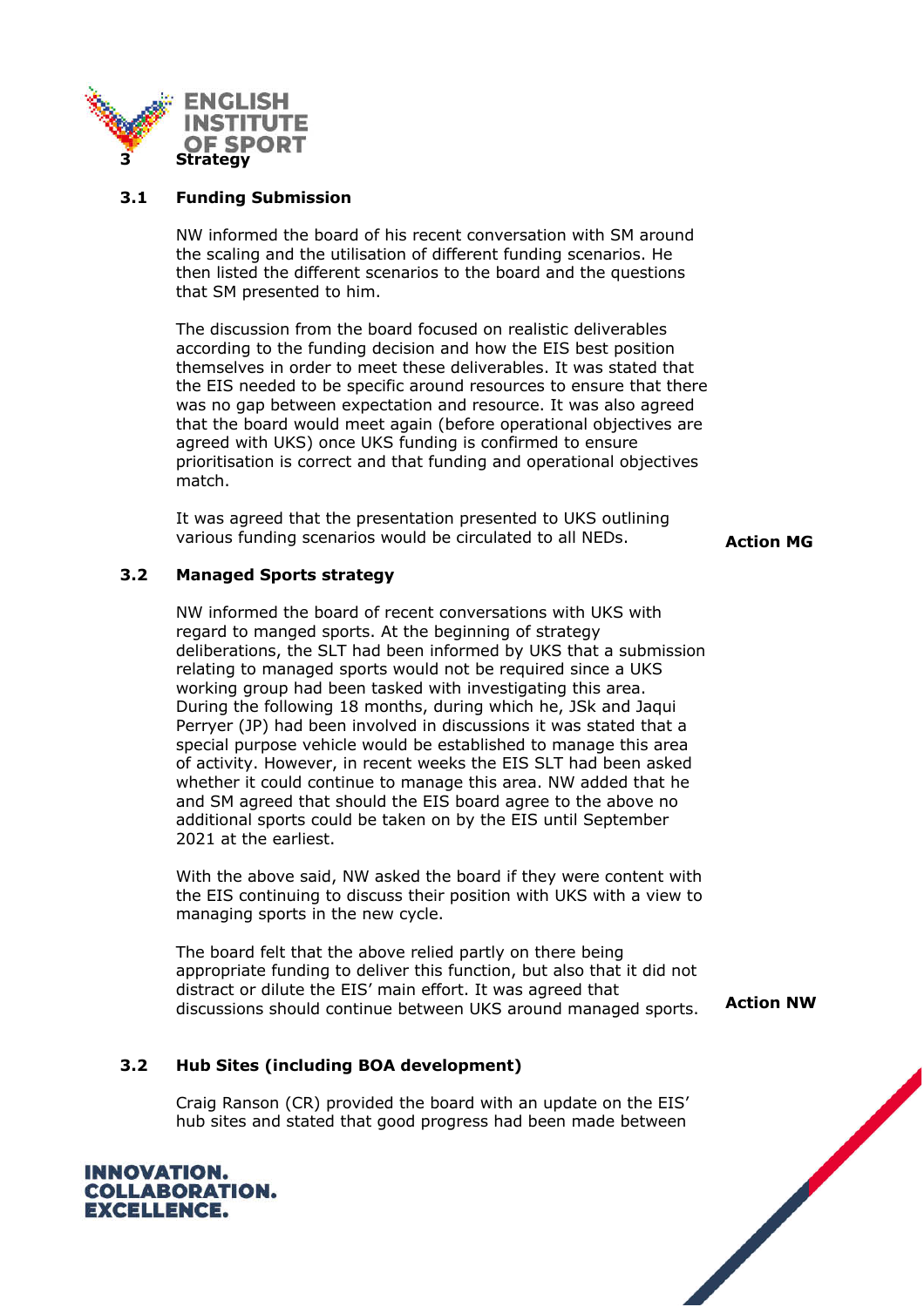## 3 Strategy

### 3.1 Funding Submission

NW informed the board of his recent conversation with SM around the scaling and the utilisation of different funding scenarios. He then listed the different scenarios to the board and the questions that SM presented to him.

The discussion from the board focused on realistic deliverables according to the funding decision and how the EIS best position themselves in order to meet these deliverables. It was stated that the EIS needed to be specific around resources to ensure that there was no gap between expectation and resource. It was also agreed that the board would meet again (before operational objectives are agreed with UKS) once UKS funding is confirmed to ensure prioritisation is correct and that funding and operational objectives match.

It was agreed that the presentation presented to UKS outlining various funding scenarios would be circulated to all NEDs. **Action MG**

### 3.2 Managed Sports strategy

NW informed the board of recent conversations with UKS with regard to manged sports. At the beginning of strategy deliberations, the SLT had been informed by UKS that a submission relating to managed sports would not be required since a UKS working group had been tasked with investigating this area. During the following 18 months, during which he, JSk and Jaqui Perryer (JP) had been involved in discussions it was stated that a special purpose vehicle would be established to manage this area of activity. However, in recent weeks the EIS SLT had been asked whether it could continue to manage this area. NW added that he and SM agreed that should the EIS board agree to the above no additional sports could be taken on by the EIS until September 2021 at the earliest.

With the above said, NW asked the board if they were content with the EIS continuing to discuss their position with UKS with a view to managing sports in the new cycle.

The board felt that the above relied partly on there being appropriate funding to deliver this function, but also that it did not distract or dilute the EIS' main effort. It was agreed that discussions should continue between UKS around managed sports. **Action NW**

### 3.2 Hub Sites (including BOA development)

Craig Ranson (CR) provided the board with an update on the EIS' hub sites and stated that good progress had been made between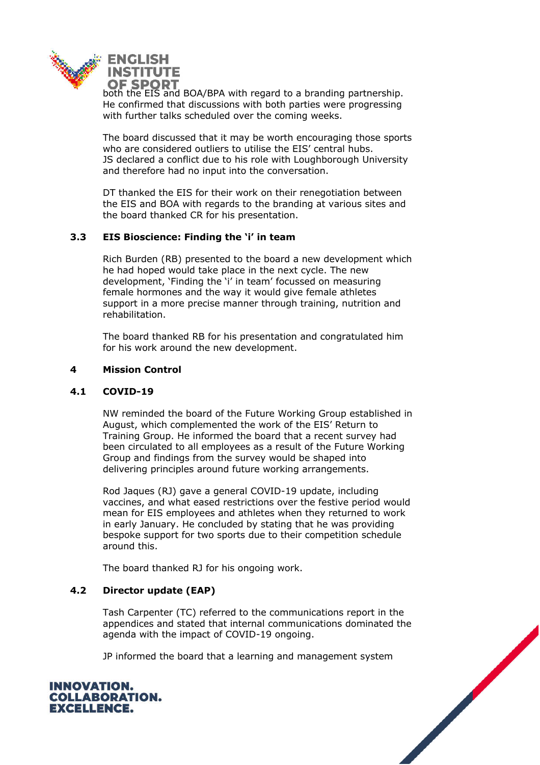both the EIS and BOA/BPA with regard to a branding partnership. He confirmed that discussions with both parties were progressing with further talks scheduled over the coming weeks.

The board discussed that it may be worth encouraging those sports who are considered outliers to utilise the EIS' central hubs. JS declared a conflict due to his role with Loughborough University and therefore had no input into the conversation.

DT thanked the EIS for their work on their renegotiation between the EIS and BOA with regards to the branding at various sites and the board thanked CR for his presentation.

### 3.3 EIS Bioscience: Finding the 'i' in team

Rich Burden (RB) presented to the board a new development which he had hoped would take place in the next cycle. The new development, 'Finding the 'i' in team' focussed on measuring female hormones and the way it would give female athletes support in a more precise manner through training, nutrition and rehabilitation.

The board thanked RB for his presentation and congratulated him for his work around the new development.

## 4 Mission Control

### 4.1 COVID-19

NW reminded the board of the Future Working Group established in August, which complemented the work of the EIS' Return to Training Group. He informed the board that a recent survey had been circulated to all employees as a result of the Future Working Group and findings from the survey would be shaped into delivering principles around future working arrangements.

Rod Jaques (RJ) gave a general COVID-19 update, including vaccines, and what eased restrictions over the festive period would mean for EIS employees and athletes when they returned to work in early January. He concluded by stating that he was providing bespoke support for two sports due to their competition schedule around this.

The board thanked RJ for his ongoing work.

### 4.2 Director update (EAP)

Tash Carpenter (TC) referred to the communications report in the appendices and stated that internal communications dominated the agenda with the impact of COVID-19 ongoing.

JP informed the board that a learning and management system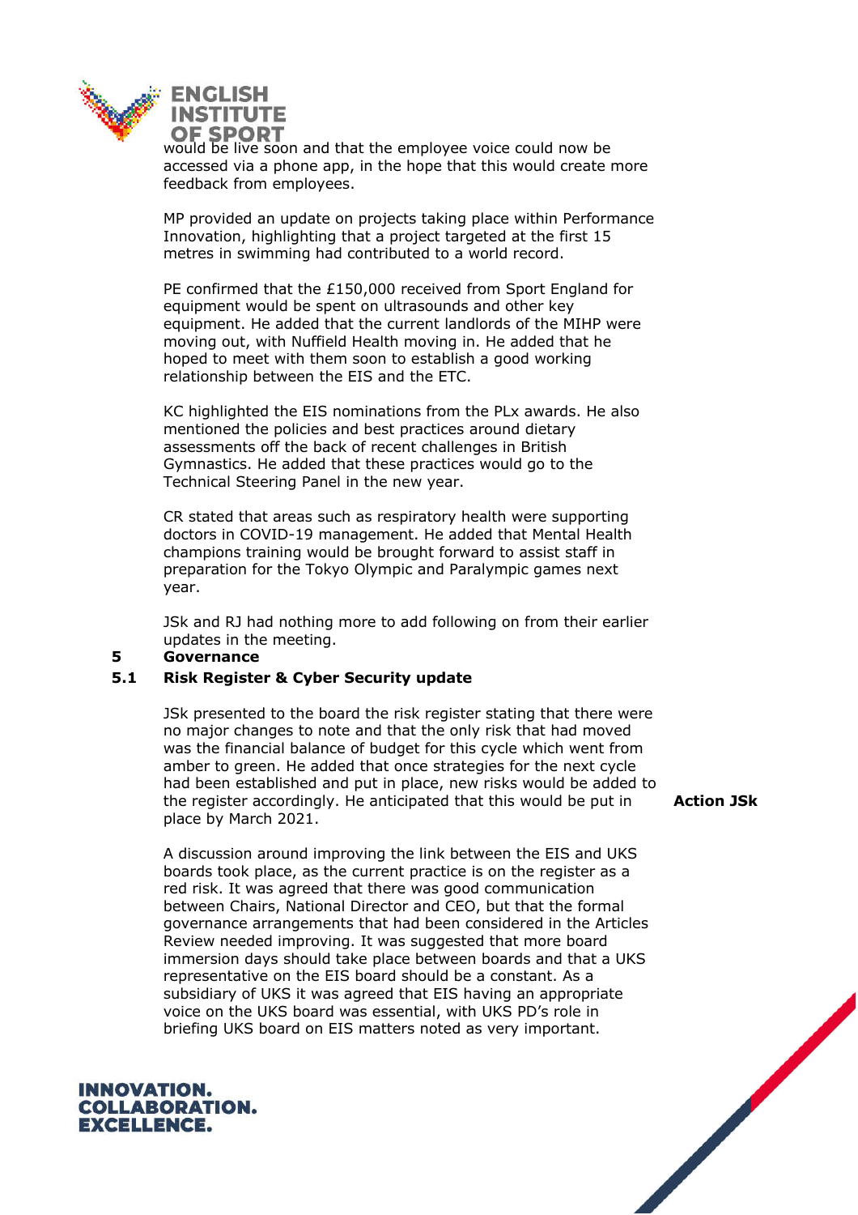would be live soon and that the employee voice could now be accessed via a phone app, in the hope that this would create more feedback from employees.

MP provided an update on projects taking place within Performance Innovation, highlighting that a project targeted at the first 15 metres in swimming had contributed to a world record.

PE confirmed that the £150,000 received from Sport England for equipment would be spent on ultrasounds and other key equipment. He added that the current landlords of the MIHP were moving out, with Nuffield Health moving in. He added that he hoped to meet with them soon to establish a good working relationship between the EIS and the ETC.

KC highlighted the EIS nominations from the PLx awards. He also mentioned the policies and best practices around dietary assessments off the back of recent challenges in British Gymnastics. He added that these practices would go to the Technical Steering Panel in the new year.

CR stated that areas such as respiratory health were supporting doctors in COVID-19 management. He added that Mental Health champions training would be brought forward to assist staff in preparation for the Tokyo Olympic and Paralympic games next year.

JSk and RJ had nothing more to add following on from their earlier updates in the meeting.

## 5 Governance

### 5.1 Risk Register & Cyber Security update

JSk presented to the board the risk register stating that there were no major changes to note and that the only risk that had moved was the financial balance of budget for this cycle which went from amber to green. He added that once strategies for the next cycle had been established and put in place, new risks would be added to the register accordingly. He anticipated that this would be put in place by March 2021. **Action JSk**

A discussion around improving the link between the EIS and UKS boards took place, as the current practice is on the register as a red risk. It was agreed that there was good communication between Chairs, National Director and CEO, but that the formal governance arrangements that had been considered in the Articles Review needed improving. It was suggested that more board immersion days should take place between boards and that a UKS representative on the EIS board should be a constant. As a subsidiary of UKS it was agreed that EIS having an appropriate voice on the UKS board was essential, with UKS PD's role in briefing UKS board on EIS matters noted as very important.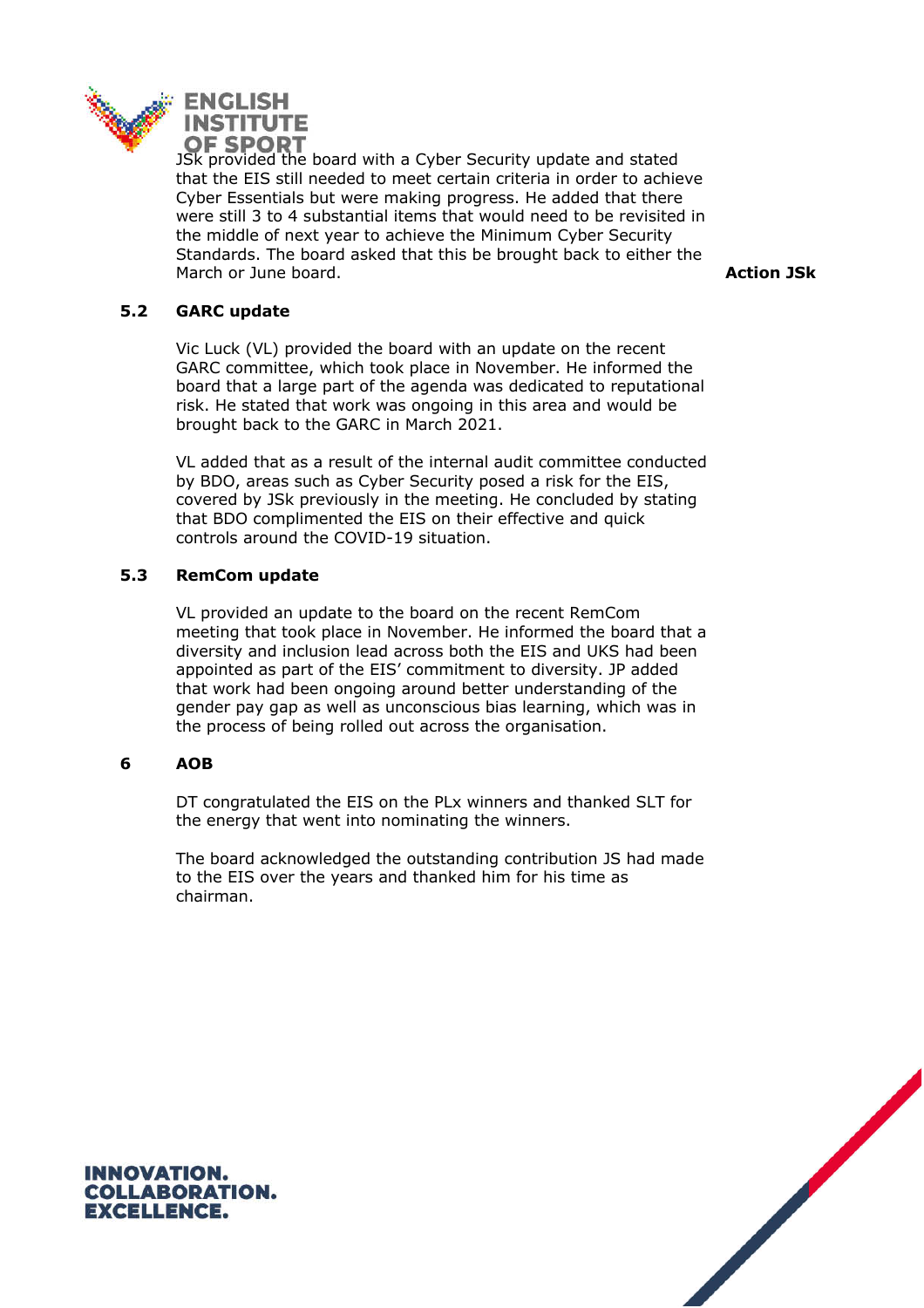JSk provided the board with a Cyber Security update and stated that the EIS still needed to meet certain criteria in order to achieve Cyber Essentials but were making progress. He added that there were still 3 to 4 substantial items that would need to be revisited in the middle of next year to achieve the Minimum Cyber Security Standards. The board asked that this be brought back to either the March or June board. **Action JSk**

## 5.2 GARC update

Vic Luck (VL) provided the board with an update on the recent GARC committee, which took place in November. He informed the board that a large part of the agenda was dedicated to reputational risk. He stated that work was ongoing in this area and would be brought back to the GARC in March 2021.

VL added that as a result of the internal audit committee conducted by BDO, areas such as Cyber Security posed a risk for the EIS, covered by JSk previously in the meeting. He concluded by stating that BDO complimented the EIS on their effective and quick controls around the COVID-19 situation.

## 5.3 RemCom update

VL provided an update to the board on the recent RemCom meeting that took place in November. He informed the board that a diversity and inclusion lead across both the EIS and UKS had been appointed as part of the EIS' commitment to diversity. JP added that work had been ongoing around better understanding of the gender pay gap as well as unconscious bias learning, which was in the process of being rolled out across the organisation.

## 6 AOB

DT congratulated the EIS on the PLx winners and thanked SLT for the energy that went into nominating the winners.

The board acknowledged the outstanding contribution JS had made to the EIS over the years and thanked him for his time as chairman.